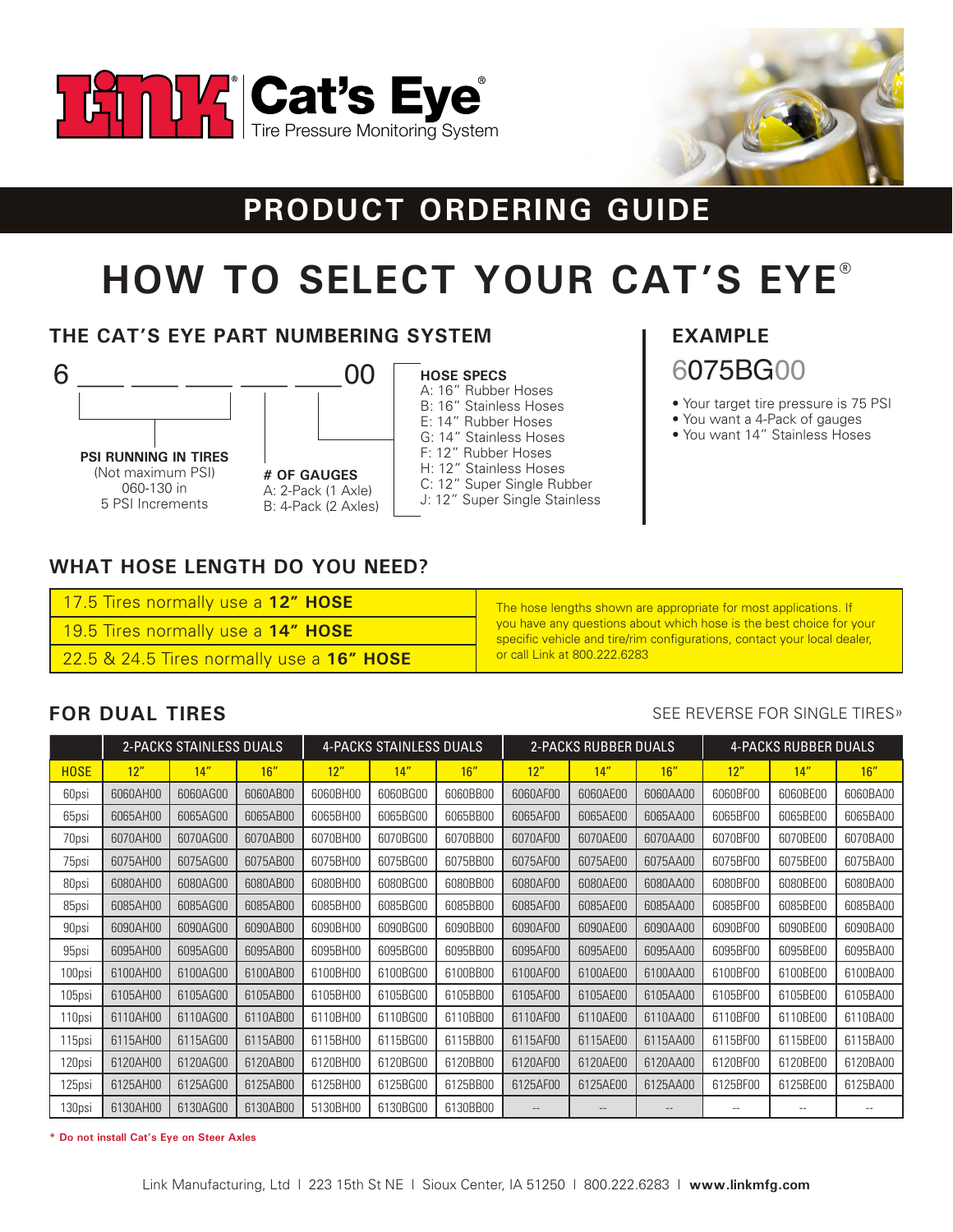# Link Cat's Eye®

Tire Pressure Monitoring System

## PRODUCT ORDERING GUIDE

# HOW TO SELECT YOUR CAT'S EYE®

### THE CAT'S EYE PART NUMBERING SYSTEM

6 ___ ___ ___ ___ ___ 00

**PSI RUNNING IN TIRES**
(Not maximum PSI)
060-130 in
5 PSI Increments

**# OF GAUGES**
A: 2-Pack (1 Axle)
B: 4-Pack (2 Axles)

**HOSE SPECS**
A: 16" Rubber Hoses
B: 16" Stainless Hoses
E: 14" Rubber Hoses
G: 14" Stainless Hoses
F: 12" Rubber Hoses
H: 12" Stainless Hoses
C: 12" Super Single Rubber
J: 12" Super Single Stainless

### EXAMPLE

6075BG00

- Your target tire pressure is 75 PSI
- You want a 4-Pack of gauges
- You want 14" Stainless Hoses

### WHAT HOSE LENGTH DO YOU NEED?

| | |
|---|---|
| 17.5 Tires normally use a **12" HOSE** | The hose lengths shown are appropriate for most applications. If you have any questions about which hose is the best choice for your specific vehicle and tire/rim configurations, contact your local dealer, or call Link at 800.222.6283 |
| 19.5 Tires normally use a **14" HOSE** | |
| 22.5 & 24.5 Tires normally use a **16" HOSE** | |

### FOR DUAL TIRES

SEE REVERSE FOR SINGLE TIRES»

| | 2-PACKS STAINLESS DUALS | | | 4-PACKS STAINLESS DUALS | | | 2-PACKS RUBBER DUALS | | | 4-PACKS RUBBER DUALS | | |
|---|---|---|---|---|---|---|---|---|---|---|---|---|
| HOSE | 12" | 14" | 16" | 12" | 14" | 16" | 12" | 14" | 16" | 12" | 14" | 16" |
| 60psi | 6060AH00 | 6060AG00 | 6060AB00 | 6060BH00 | 6060BG00 | 6060BB00 | 6060AF00 | 6060AE00 | 6060AA00 | 6060BF00 | 6060BE00 | 6060BA00 |
| 65psi | 6065AH00 | 6065AG00 | 6065AB00 | 6065BH00 | 6065BG00 | 6065BB00 | 6065AF00 | 6065AE00 | 6065AA00 | 6065BF00 | 6065BE00 | 6065BA00 |
| 70psi | 6070AH00 | 6070AG00 | 6070AB00 | 6070BH00 | 6070BG00 | 6070BB00 | 6070AF00 | 6070AE00 | 6070AA00 | 6070BF00 | 6070BE00 | 6070BA00 |
| 75psi | 6075AH00 | 6075AG00 | 6075AB00 | 6075BH00 | 6075BG00 | 6075BB00 | 6075AF00 | 6075AE00 | 6075AA00 | 6075BF00 | 6075BE00 | 6075BA00 |
| 80psi | 6080AH00 | 6080AG00 | 6080AB00 | 6080BH00 | 6080BG00 | 6080BB00 | 6080AF00 | 6080AE00 | 6080AA00 | 6080BF00 | 6080BE00 | 6080BA00 |
| 85psi | 6085AH00 | 6085AG00 | 6085AB00 | 6085BH00 | 6085BG00 | 6085BB00 | 6085AF00 | 6085AE00 | 6085AA00 | 6085BF00 | 6085BE00 | 6085BA00 |
| 90psi | 6090AH00 | 6090AG00 | 6090AB00 | 6090BH00 | 6090BG00 | 6090BB00 | 6090AF00 | 6090AE00 | 6090AA00 | 6090BF00 | 6090BE00 | 6090BA00 |
| 95psi | 6095AH00 | 6095AG00 | 6095AB00 | 6095BH00 | 6095BG00 | 6095BB00 | 6095AF00 | 6095AE00 | 6095AA00 | 6095BF00 | 6095BE00 | 6095BA00 |
| 100psi | 6100AH00 | 6100AG00 | 6100AB00 | 6100BH00 | 6100BG00 | 6100BB00 | 6100AF00 | 6100AE00 | 6100AA00 | 6100BF00 | 6100BE00 | 6100BA00 |
| 105psi | 6105AH00 | 6105AG00 | 6105AB00 | 6105BH00 | 6105BG00 | 6105BB00 | 6105AF00 | 6105AE00 | 6105AA00 | 6105BF00 | 6105BE00 | 6105BA00 |
| 110psi | 6110AH00 | 6110AG00 | 6110AB00 | 6110BH00 | 6110BG00 | 6110BB00 | 6110AF00 | 6110AE00 | 6110AA00 | 6110BF00 | 6110BE00 | 6110BA00 |
| 115psi | 6115AH00 | 6115AG00 | 6115AB00 | 6115BH00 | 6115BG00 | 6115BB00 | 6115AF00 | 6115AE00 | 6115AA00 | 6115BF00 | 6115BE00 | 6115BA00 |
| 120psi | 6120AH00 | 6120AG00 | 6120AB00 | 6120BH00 | 6120BG00 | 6120BB00 | 6120AF00 | 6120AE00 | 6120AA00 | 6120BF00 | 6120BE00 | 6120BA00 |
| 125psi | 6125AH00 | 6125AG00 | 6125AB00 | 6125BH00 | 6125BG00 | 6125BB00 | 6125AF00 | 6125AE00 | 6125AA00 | 6125BF00 | 6125BE00 | 6125BA00 |
| 130psi | 6130AH00 | 6130AG00 | 6130AB00 | 5130BH00 | 6130BG00 | 6130BB00 | -- | -- | -- | -- | -- | -- |

**\* Do not install Cat's Eye on Steer Axles**

Link Manufacturing, Ltd | 223 15th St NE | Sioux Center, IA 51250 | 800.222.6283 | **www.linkmfg.com**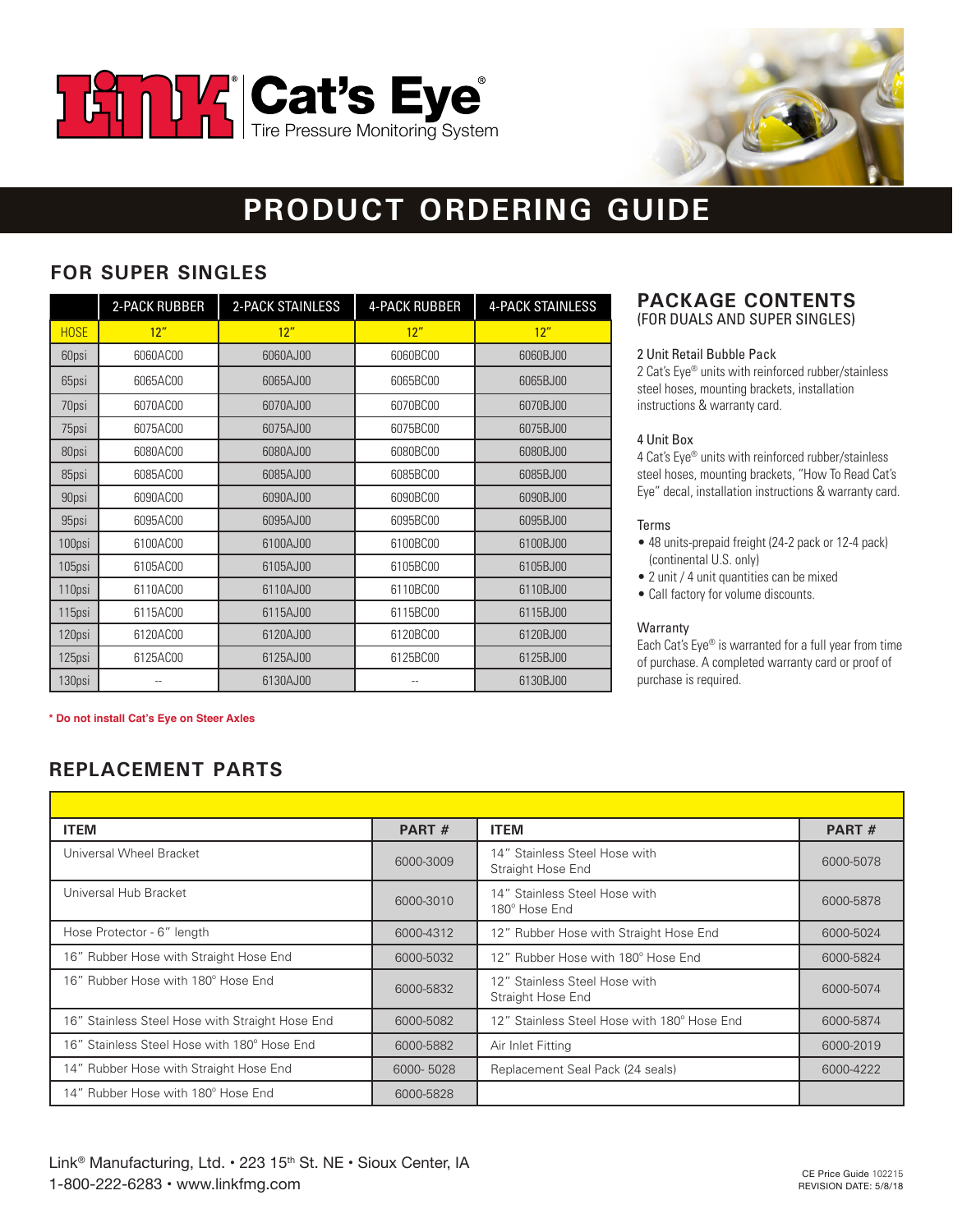# Link® Cat's Eye®

Tire Pressure Monitoring System

## PRODUCT ORDERING GUIDE

### FOR SUPER SINGLES

| | 2-PACK RUBBER | 2-PACK STAINLESS | 4-PACK RUBBER | 4-PACK STAINLESS |
|---|---|---|---|---|
| HOSE | 12" | 12" | 12" | 12" |
| 60psi | 6060AC00 | 6060AJ00 | 6060BC00 | 6060BJ00 |
| 65psi | 6065AC00 | 6065AJ00 | 6065BC00 | 6065BJ00 |
| 70psi | 6070AC00 | 6070AJ00 | 6070BC00 | 6070BJ00 |
| 75psi | 6075AC00 | 6075AJ00 | 6075BC00 | 6075BJ00 |
| 80psi | 6080AC00 | 6080AJ00 | 6080BC00 | 6080BJ00 |
| 85psi | 6085AC00 | 6085AJ00 | 6085BC00 | 6085BJ00 |
| 90psi | 6090AC00 | 6090AJ00 | 6090BC00 | 6090BJ00 |
| 95psi | 6095AC00 | 6095AJ00 | 6095BC00 | 6095BJ00 |
| 100psi | 6100AC00 | 6100AJ00 | 6100BC00 | 6100BJ00 |
| 105psi | 6105AC00 | 6105AJ00 | 6105BC00 | 6105BJ00 |
| 110psi | 6110AC00 | 6110AJ00 | 6110BC00 | 6110BJ00 |
| 115psi | 6115AC00 | 6115AJ00 | 6115BC00 | 6115BJ00 |
| 120psi | 6120AC00 | 6120AJ00 | 6120BC00 | 6120BJ00 |
| 125psi | 6125AC00 | 6125AJ00 | 6125BC00 | 6125BJ00 |
| 130psi | -- | 6130AJ00 | -- | 6130BJ00 |

**\* Do not install Cat's Eye on Steer Axles**

### PACKAGE CONTENTS
(FOR DUALS AND SUPER SINGLES)

2 Unit Retail Bubble Pack

2 Cat's Eye® units with reinforced rubber/stainless steel hoses, mounting brackets, installation instructions & warranty card.

4 Unit Box

4 Cat's Eye® units with reinforced rubber/stainless steel hoses, mounting brackets, "How To Read Cat's Eye" decal, installation instructions & warranty card.

Terms

- 48 units-prepaid freight (24-2 pack or 12-4 pack) (continental U.S. only)
- 2 unit / 4 unit quantities can be mixed
- Call factory for volume discounts.

Warranty

Each Cat's Eye® is warranted for a full year from time of purchase. A completed warranty card or proof of purchase is required.

### REPLACEMENT PARTS

| ITEM | PART # | ITEM | PART # |
|---|---|---|---|
| Universal Wheel Bracket | 6000-3009 | 14" Stainless Steel Hose with Straight Hose End | 6000-5078 |
| Universal Hub Bracket | 6000-3010 | 14" Stainless Steel Hose with 180° Hose End | 6000-5878 |
| Hose Protector - 6" length | 6000-4312 | 12" Rubber Hose with Straight Hose End | 6000-5024 |
| 16" Rubber Hose with Straight Hose End | 6000-5032 | 12" Rubber Hose with 180° Hose End | 6000-5824 |
| 16" Rubber Hose with 180° Hose End | 6000-5832 | 12" Stainless Steel Hose with Straight Hose End | 6000-5074 |
| 16" Stainless Steel Hose with Straight Hose End | 6000-5082 | 12" Stainless Steel Hose with 180° Hose End | 6000-5874 |
| 16" Stainless Steel Hose with 180° Hose End | 6000-5882 | Air Inlet Fitting | 6000-2019 |
| 14" Rubber Hose with Straight Hose End | 6000- 5028 | Replacement Seal Pack (24 seals) | 6000-4222 |
| 14" Rubber Hose with 180° Hose End | 6000-5828 | | |

Link® Manufacturing, Ltd. • 223 15th St. NE • Sioux Center, IA
1-800-222-6283 • www.linkfmg.com

CE Price Guide 102215
REVISION DATE: 5/8/18